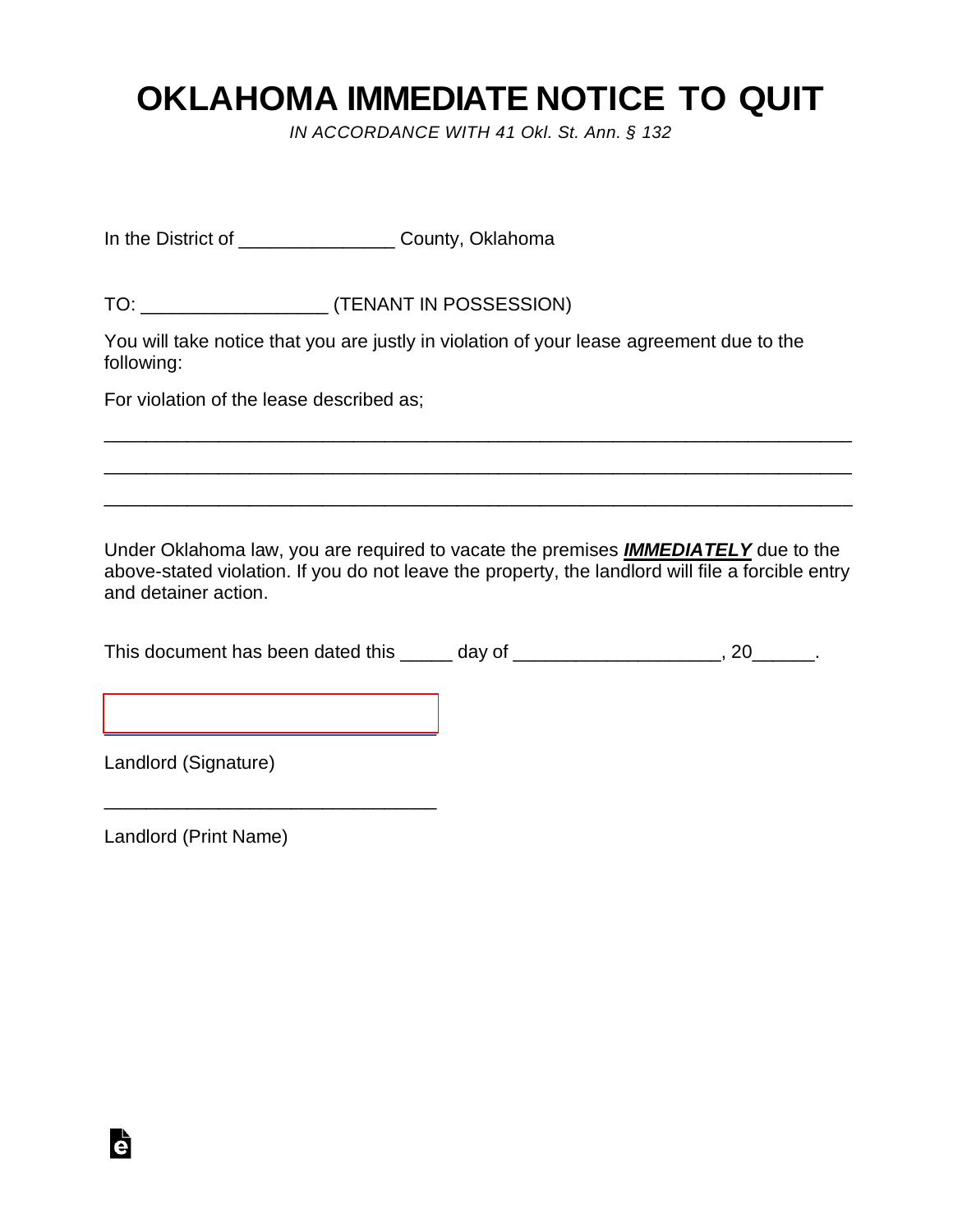# OKLAHOMA IMMEDIATE NOTICE TO QUIT

*IN ACCORDANCE WITH 41 Okl. St. Ann. § 132*

In the District of _______________ County, Oklahoma

TO: __________________ (TENANT IN POSSESSION)

You will take notice that you are justly in violation of your lease agreement due to the following:

For violation of the lease described as;

_________________________________________________________________________

_________________________________________________________________________

_________________________________________________________________________

Under Oklahoma law, you are required to vacate the premises ***IMMEDIATELY*** due to the above-stated violation. If you do not leave the property, the landlord will file a forcible entry and detainer action.

This document has been dated this _____ day of ____________________, 20______.

_________________________________

Landlord (Signature)

_________________________________

Landlord (Print Name)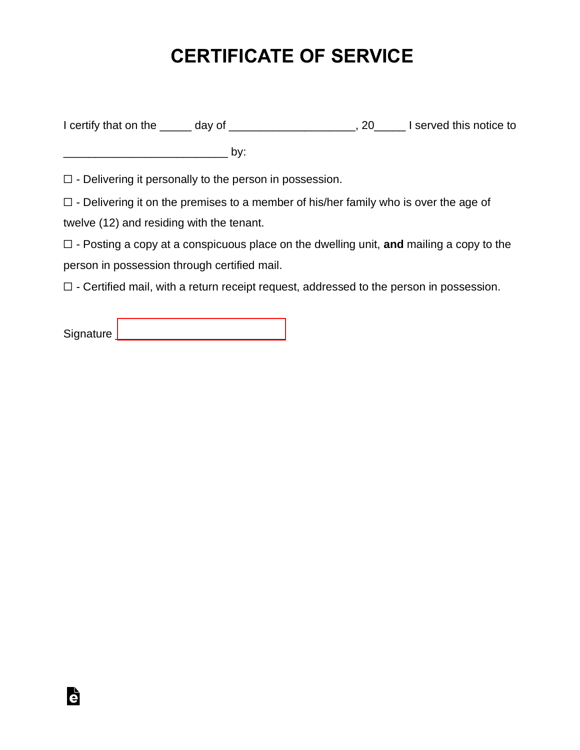# CERTIFICATE OF SERVICE

I certify that on the _____ day of ___________________, 20_____ I served this notice to _________________________ by:

☐ - Delivering it personally to the person in possession.

☐ - Delivering it on the premises to a member of his/her family who is over the age of twelve (12) and residing with the tenant.

☐ - Posting a copy at a conspicuous place on the dwelling unit, **and** mailing a copy to the person in possession through certified mail.

☐ - Certified mail, with a return receipt request, addressed to the person in possession.

Signature __________________________